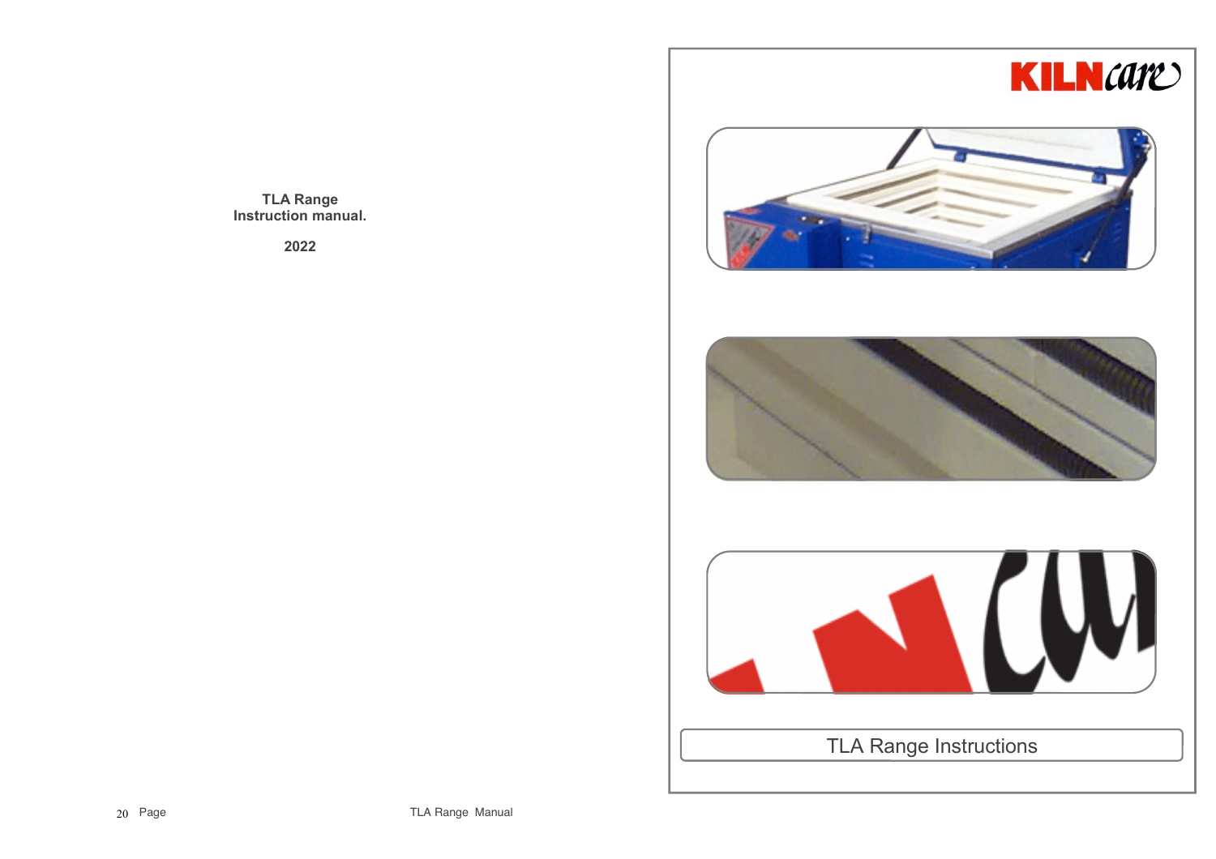**TLA Range**
**Instruction manual.**

**2022**

KILNcare

TLA Range Instructions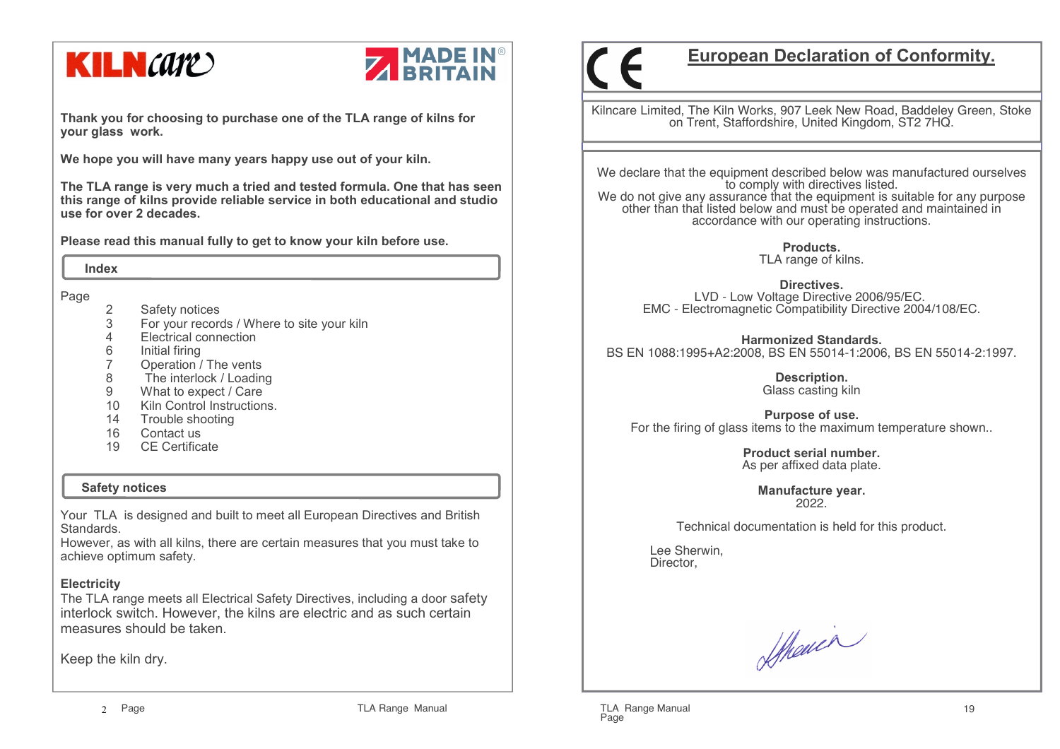KILNcare

MADE IN BRITAIN

**Thank you for choosing to purchase one of the TLA range of kilns for your glass work.**

**We hope you will have many years happy use out of your kiln.**

**The TLA range is very much a tried and tested formula. One that has seen this range of kilns provide reliable service in both educational and studio use for over 2 decades.**

**Please read this manual fully to get to know your kiln before use.**

## Index

| Page | |
|---|---|
| 2 | Safety notices |
| 3 | For your records / Where to site your kiln |
| 4 | Electrical connection |
| 6 | Initial firing |
| 7 | Operation / The vents |
| 8 | The interlock / Loading |
| 9 | What to expect / Care |
| 10 | Kiln Control Instructions. |
| 14 | Trouble shooting |
| 16 | Contact us |
| 19 | CE Certificate |

## Safety notices

Your TLA is designed and built to meet all European Directives and British Standards.
However, as with all kilns, there are certain measures that you must take to achieve optimum safety.

### Electricity

The TLA range meets all Electrical Safety Directives, including a door safety interlock switch. However, the kilns are electric and as such certain measures should be taken.

Keep the kiln dry.

CE

# European Declaration of Conformity.

Kilncare Limited, The Kiln Works, 907 Leek New Road, Baddeley Green, Stoke on Trent, Staffordshire, United Kingdom, ST2 7HQ.

We declare that the equipment described below was manufactured ourselves to comply with directives listed.
We do not give any assurance that the equipment is suitable for any purpose other than that listed below and must be operated and maintained in accordance with our operating instructions.

**Products.**
TLA range of kilns.

**Directives.**
LVD - Low Voltage Directive 2006/95/EC.
EMC - Electromagnetic Compatibility Directive 2004/108/EC.

**Harmonized Standards.**
BS EN 1088:1995+A2:2008, BS EN 55014-1:2006, BS EN 55014-2:1997.

**Description.**
Glass casting kiln

**Purpose of use.**
For the firing of glass items to the maximum temperature shown..

**Product serial number.**
As per affixed data plate.

**Manufacture year.**
2022.

Technical documentation is held for this product.

Lee Sherwin,
Director,

LSherwin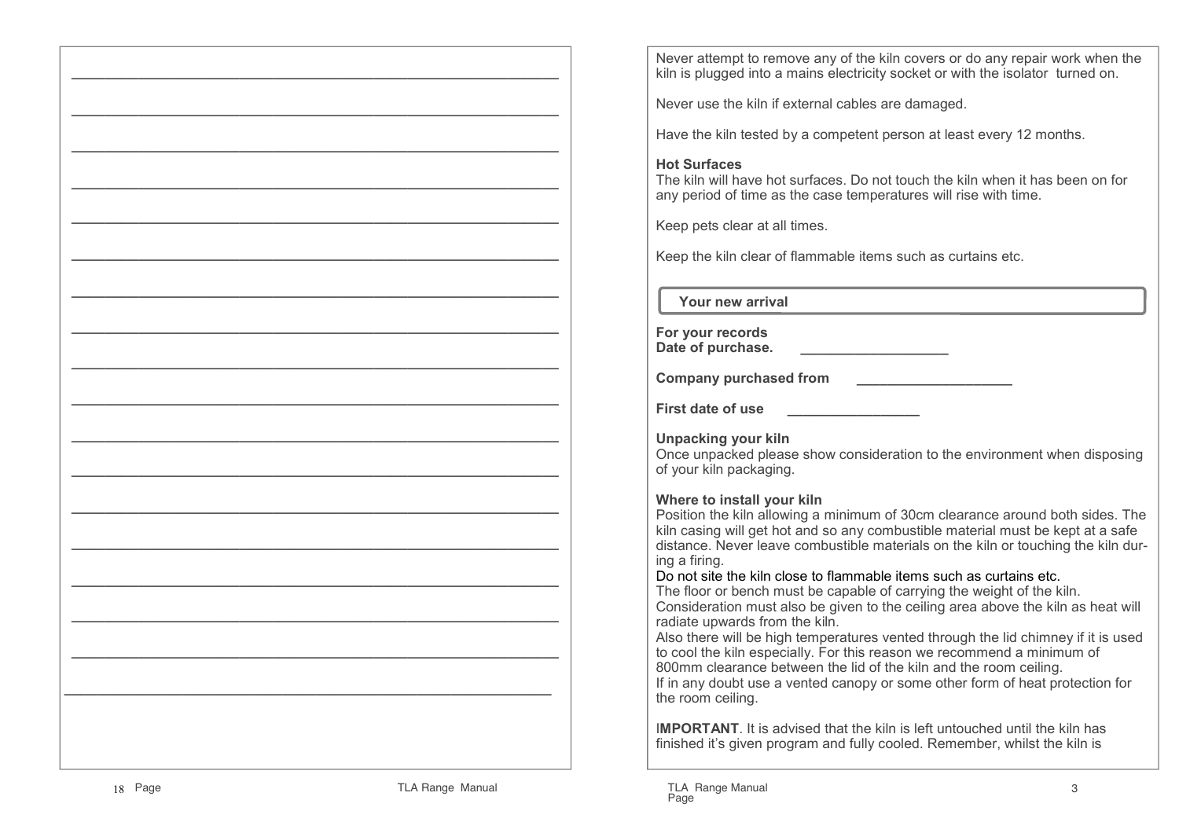Never attempt to remove any of the kiln covers or do any repair work when the kiln is plugged into a mains electricity socket or with the isolator turned on.

Never use the kiln if external cables are damaged.

Have the kiln tested by a competent person at least every 12 months.

**Hot Surfaces**
The kiln will have hot surfaces. Do not touch the kiln when it has been on for any period of time as the case temperatures will rise with time.

Keep pets clear at all times.

Keep the kiln clear of flammable items such as curtains etc.

## Your new arrival

**For your records**
**Date of purchase.** ___________________

**Company purchased from** ____________________

**First date of use** _________________

**Unpacking your kiln**
Once unpacked please show consideration to the environment when disposing of your kiln packaging.

**Where to install your kiln**
Position the kiln allowing a minimum of 30cm clearance around both sides. The kiln casing will get hot and so any combustible material must be kept at a safe distance. Never leave combustible materials on the kiln or touching the kiln during a firing.
Do not site the kiln close to flammable items such as curtains etc.
The floor or bench must be capable of carrying the weight of the kiln.
Consideration must also be given to the ceiling area above the kiln as heat will radiate upwards from the kiln.
Also there will be high temperatures vented through the lid chimney if it is used to cool the kiln especially. For this reason we recommend a minimum of 800mm clearance between the lid of the kiln and the room ceiling.
If in any doubt use a vented canopy or some other form of heat protection for the room ceiling.

**IMPORTANT**. It is advised that the kiln is left untouched until the kiln has finished it's given program and fully cooled. Remember, whilst the kiln is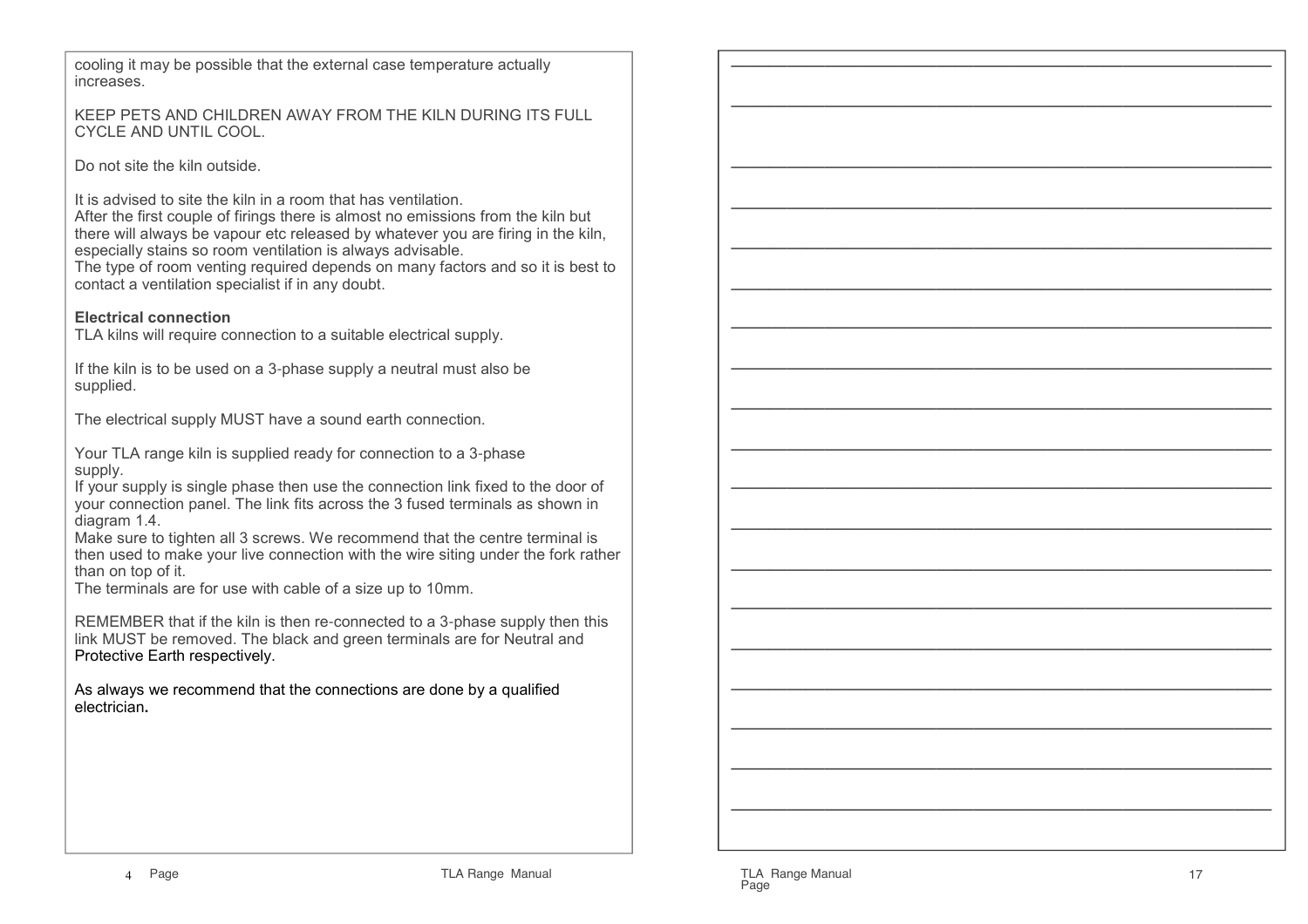cooling it may be possible that the external case temperature actually increases.

KEEP PETS AND CHILDREN AWAY FROM THE KILN DURING ITS FULL CYCLE AND UNTIL COOL.

Do not site the kiln outside.

It is advised to site the kiln in a room that has ventilation.
After the first couple of firings there is almost no emissions from the kiln but there will always be vapour etc released by whatever you are firing in the kiln, especially stains so room ventilation is always advisable.
The type of room venting required depends on many factors and so it is best to contact a ventilation specialist if in any doubt.

**Electrical connection**
TLA kilns will require connection to a suitable electrical supply.

If the kiln is to be used on a 3-phase supply a neutral must also be supplied.

The electrical supply MUST have a sound earth connection.

Your TLA range kiln is supplied ready for connection to a 3-phase supply.
If your supply is single phase then use the connection link fixed to the door of your connection panel. The link fits across the 3 fused terminals as shown in diagram 1.4.
Make sure to tighten all 3 screws. We recommend that the centre terminal is then used to make your live connection with the wire siting under the fork rather than on top of it.
The terminals are for use with cable of a size up to 10mm.

REMEMBER that if the kiln is then re-connected to a 3-phase supply then this link MUST be removed. The black and green terminals are for Neutral and Protective Earth respectively.

As always we recommend that the connections are done by a qualified electrician**.**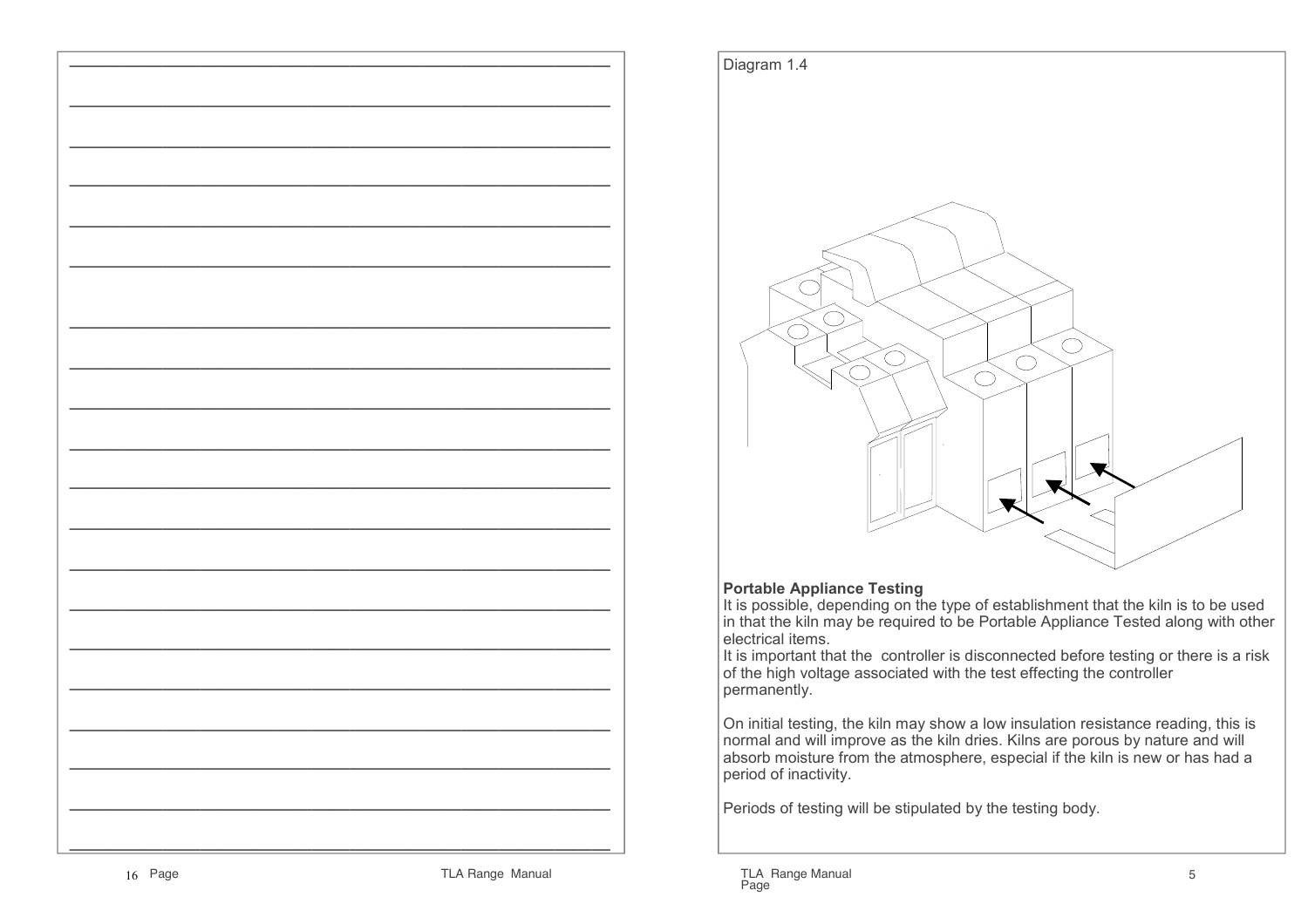Diagram 1.4

**Portable Appliance Testing**

It is possible, depending on the type of establishment that the kiln is to be used in that the kiln may be required to be Portable Appliance Tested along with other electrical items.

It is important that the controller is disconnected before testing or there is a risk of the high voltage associated with the test effecting the controller permanently.

On initial testing, the kiln may show a low insulation resistance reading, this is normal and will improve as the kiln dries. Kilns are porous by nature and will absorb moisture from the atmosphere, especial if the kiln is new or has had a period of inactivity.

Periods of testing will be stipulated by the testing body.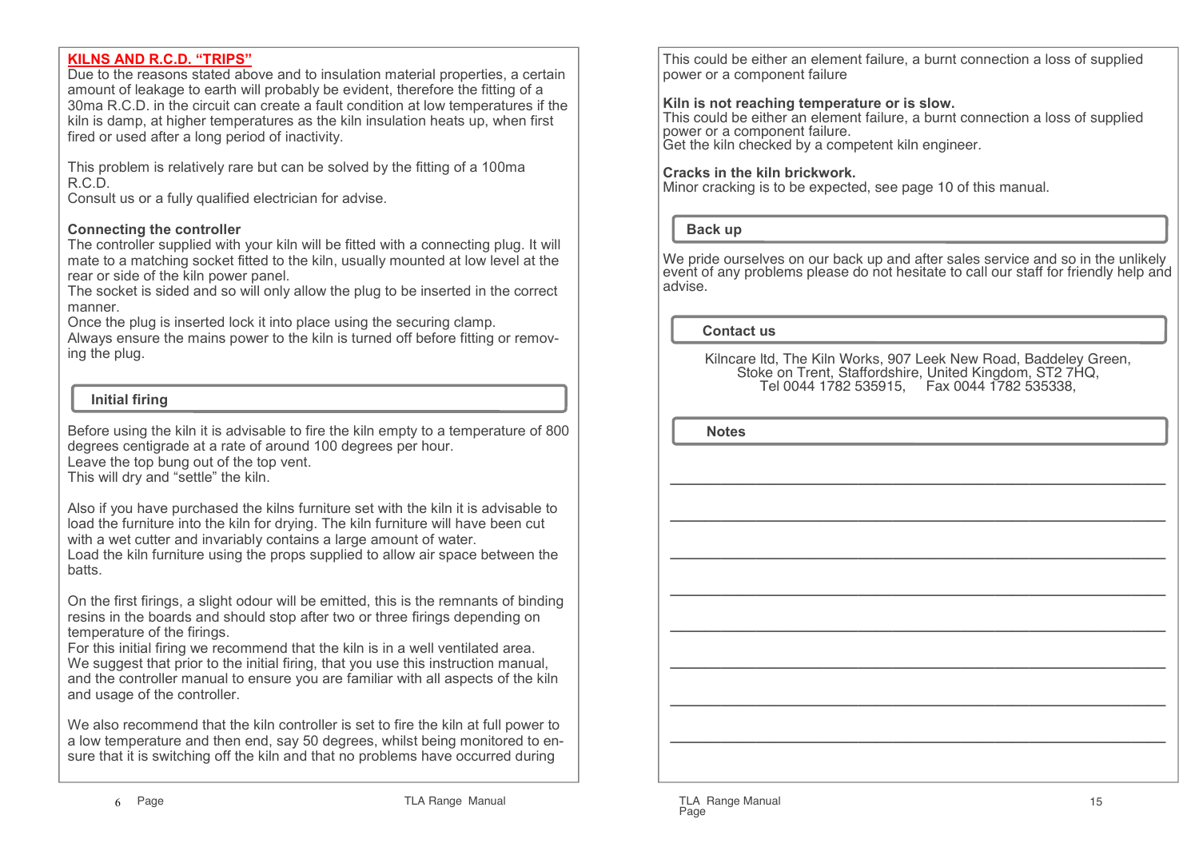## KILNS AND R.C.D. "TRIPS"

Due to the reasons stated above and to insulation material properties, a certain amount of leakage to earth will probably be evident, therefore the fitting of a 30ma R.C.D. in the circuit can create a fault condition at low temperatures if the kiln is damp, at higher temperatures as the kiln insulation heats up, when first fired or used after a long period of inactivity.

This problem is relatively rare but can be solved by the fitting of a 100ma R.C.D.
Consult us or a fully qualified electrician for advise.

**Connecting the controller**

The controller supplied with your kiln will be fitted with a connecting plug. It will mate to a matching socket fitted to the kiln, usually mounted at low level at the rear or side of the kiln power panel.
The socket is sided and so will only allow the plug to be inserted in the correct manner.
Once the plug is inserted lock it into place using the securing clamp.
Always ensure the mains power to the kiln is turned off before fitting or removing the plug.

## Initial firing

Before using the kiln it is advisable to fire the kiln empty to a temperature of 800 degrees centigrade at a rate of around 100 degrees per hour.
Leave the top bung out of the top vent.
This will dry and "settle" the kiln.

Also if you have purchased the kilns furniture set with the kiln it is advisable to load the furniture into the kiln for drying. The kiln furniture will have been cut with a wet cutter and invariably contains a large amount of water.
Load the kiln furniture using the props supplied to allow air space between the batts.

On the first firings, a slight odour will be emitted, this is the remnants of binding resins in the boards and should stop after two or three firings depending on temperature of the firings.
For this initial firing we recommend that the kiln is in a well ventilated area.
We suggest that prior to the initial firing, that you use this instruction manual, and the controller manual to ensure you are familiar with all aspects of the kiln and usage of the controller.

We also recommend that the kiln controller is set to fire the kiln at full power to a low temperature and then end, say 50 degrees, whilst being monitored to ensure that it is switching off the kiln and that no problems have occurred during

This could be either an element failure, a burnt connection a loss of supplied power or a component failure

**Kiln is not reaching temperature or is slow.**
This could be either an element failure, a burnt connection a loss of supplied power or a component failure.
Get the kiln checked by a competent kiln engineer.

**Cracks in the kiln brickwork.**
Minor cracking is to be expected, see page 10 of this manual.

## Back up

We pride ourselves on our back up and after sales service and so in the unlikely event of any problems please do not hesitate to call our staff for friendly help and advise.

## Contact us

Kilncare ltd, The Kiln Works, 907 Leek New Road, Baddeley Green,
Stoke on Trent, Staffordshire, United Kingdom, ST2 7HQ,
Tel 0044 1782 535915, Fax 0044 1782 535338,

## Notes

________________________________________

________________________________________

________________________________________

________________________________________

________________________________________

________________________________________

________________________________________

________________________________________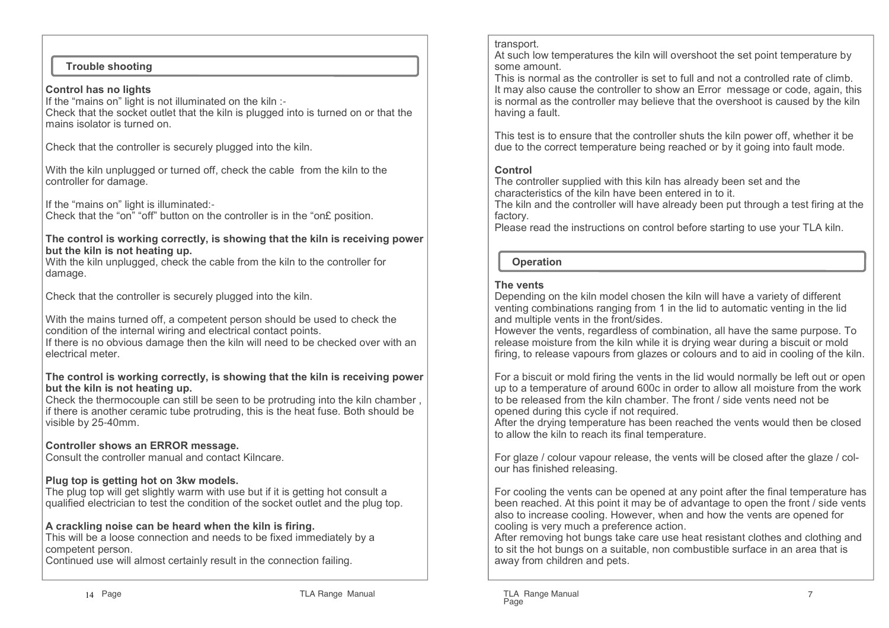## Trouble shooting

**Control has no lights**
If the "mains on" light is not illuminated on the kiln :-
Check that the socket outlet that the kiln is plugged into is turned on or that the mains isolator is turned on.

Check that the controller is securely plugged into the kiln.

With the kiln unplugged or turned off, check the cable from the kiln to the controller for damage.

If the "mains on" light is illuminated:-
Check that the "on" "off" button on the controller is in the "on£ position.

**The control is working correctly, is showing that the kiln is receiving power but the kiln is not heating up.**
With the kiln unplugged, check the cable from the kiln to the controller for damage.

Check that the controller is securely plugged into the kiln.

With the mains turned off, a competent person should be used to check the condition of the internal wiring and electrical contact points.
If there is no obvious damage then the kiln will need to be checked over with an electrical meter.

**The control is working correctly, is showing that the kiln is receiving power but the kiln is not heating up.**
Check the thermocouple can still be seen to be protruding into the kiln chamber , if there is another ceramic tube protruding, this is the heat fuse. Both should be visible by 25-40mm.

**Controller shows an ERROR message.**
Consult the controller manual and contact Kilncare.

**Plug top is getting hot on 3kw models.**
The plug top will get slightly warm with use but if it is getting hot consult a qualified electrician to test the condition of the socket outlet and the plug top.

**A crackling noise can be heard when the kiln is firing.**
This will be a loose connection and needs to be fixed immediately by a competent person.
Continued use will almost certainly result in the connection failing.

transport.
At such low temperatures the kiln will overshoot the set point temperature by some amount.
This is normal as the controller is set to full and not a controlled rate of climb.
It may also cause the controller to show an Error message or code, again, this is normal as the controller may believe that the overshoot is caused by the kiln having a fault.

This test is to ensure that the controller shuts the kiln power off, whether it be due to the correct temperature being reached or by it going into fault mode.

**Control**
The controller supplied with this kiln has already been set and the characteristics of the kiln have been entered in to it.
The kiln and the controller will have already been put through a test firing at the factory.
Please read the instructions on control before starting to use your TLA kiln.

## Operation

**The vents**
Depending on the kiln model chosen the kiln will have a variety of different venting combinations ranging from 1 in the lid to automatic venting in the lid and multiple vents in the front/sides.
However the vents, regardless of combination, all have the same purpose. To release moisture from the kiln while it is drying wear during a biscuit or mold firing, to release vapours from glazes or colours and to aid in cooling of the kiln.

For a biscuit or mold firing the vents in the lid would normally be left out or open up to a temperature of around 600c in order to allow all moisture from the work to be released from the kiln chamber. The front / side vents need not be opened during this cycle if not required.
After the drying temperature has been reached the vents would then be closed to allow the kiln to reach its final temperature.

For glaze / colour vapour release, the vents will be closed after the glaze / colour has finished releasing.

For cooling the vents can be opened at any point after the final temperature has been reached. At this point it may be of advantage to open the front / side vents also to increase cooling. However, when and how the vents are opened for cooling is very much a preference action.
After removing hot bungs take care use heat resistant clothes and clothing and to sit the hot bungs on a suitable, non combustible surface in an area that is away from children and pets.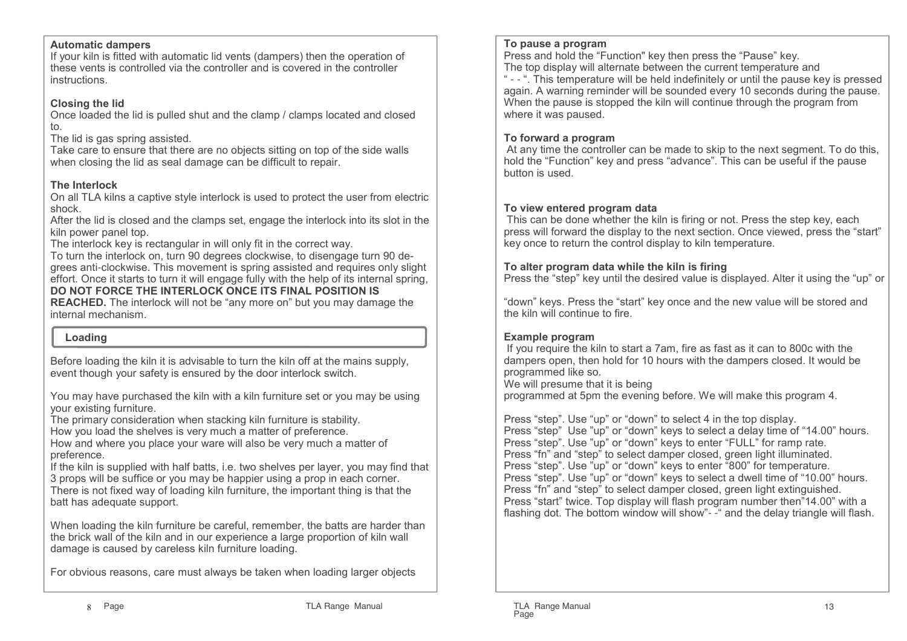**Automatic dampers**
If your kiln is fitted with automatic lid vents (dampers) then the operation of these vents is controlled via the controller and is covered in the controller instructions.

**Closing the lid**
Once loaded the lid is pulled shut and the clamp / clamps located and closed to.
The lid is gas spring assisted.
Take care to ensure that there are no objects sitting on top of the side walls when closing the lid as seal damage can be difficult to repair.

**The Interlock**
On all TLA kilns a captive style interlock is used to protect the user from electric shock.
After the lid is closed and the clamps set, engage the interlock into its slot in the kiln power panel top.
The interlock key is rectangular in will only fit in the correct way.
To turn the interlock on, turn 90 degrees clockwise, to disengage turn 90 degrees anti-clockwise. This movement is spring assisted and requires only slight effort. Once it starts to turn it will engage fully with the help of its internal spring, **DO NOT FORCE THE INTERLOCK ONCE ITS FINAL POSITION IS REACHED.** The interlock will not be "any more on" but you may damage the internal mechanism.

## Loading

Before loading the kiln it is advisable to turn the kiln off at the mains supply, event though your safety is ensured by the door interlock switch.

You may have purchased the kiln with a kiln furniture set or you may be using your existing furniture.
The primary consideration when stacking kiln furniture is stability.
How you load the shelves is very much a matter of preference.
How and where you place your ware will also be very much a matter of preference.
If the kiln is supplied with half batts, i.e. two shelves per layer, you may find that 3 props will be suffice or you may be happier using a prop in each corner.
There is not fixed way of loading kiln furniture, the important thing is that the batt has adequate support.

When loading the kiln furniture be careful, remember, the batts are harder than the brick wall of the kiln and in our experience a large proportion of kiln wall damage is caused by careless kiln furniture loading.

For obvious reasons, care must always be taken when loading larger objects

**To pause a program**
Press and hold the "Function" key then press the "Pause" key.
The top display will alternate between the current temperature and " - - ". This temperature will be held indefinitely or until the pause key is pressed again. A warning reminder will be sounded every 10 seconds during the pause. When the pause is stopped the kiln will continue through the program from where it was paused.

**To forward a program**
At any time the controller can be made to skip to the next segment. To do this, hold the "Function" key and press "advance". This can be useful if the pause button is used.

**To view entered program data**
This can be done whether the kiln is firing or not. Press the step key, each press will forward the display to the next section. Once viewed, press the "start" key once to return the control display to kiln temperature.

**To alter program data while the kiln is firing**
Press the "step" key until the desired value is displayed. Alter it using the "up" or "down" keys. Press the "start" key once and the new value will be stored and the kiln will continue to fire.

**Example program**
If you require the kiln to start a 7am, fire as fast as it can to 800c with the dampers open, then hold for 10 hours with the dampers closed. It would be programmed like so.
We will presume that it is being
programmed at 5pm the evening before. We will make this program 4.

Press "step". Use "up" or "down" to select 4 in the top display.
Press "step" Use "up" or "down" keys to select a delay time of "14.00" hours.
Press "step". Use "up" or "down" keys to enter "FULL" for ramp rate.
Press "fn" and "step" to select damper closed, green light illuminated.
Press "step". Use "up" or "down" keys to enter "800" for temperature.
Press "step". Use "up" or "down" keys to select a dwell time of "10.00" hours.
Press "fn" and "step" to select damper closed, green light extinguished.
Press "start" twice. Top display will flash program number then"14.00" with a flashing dot. The bottom window will show"- -" and the delay triangle will flash.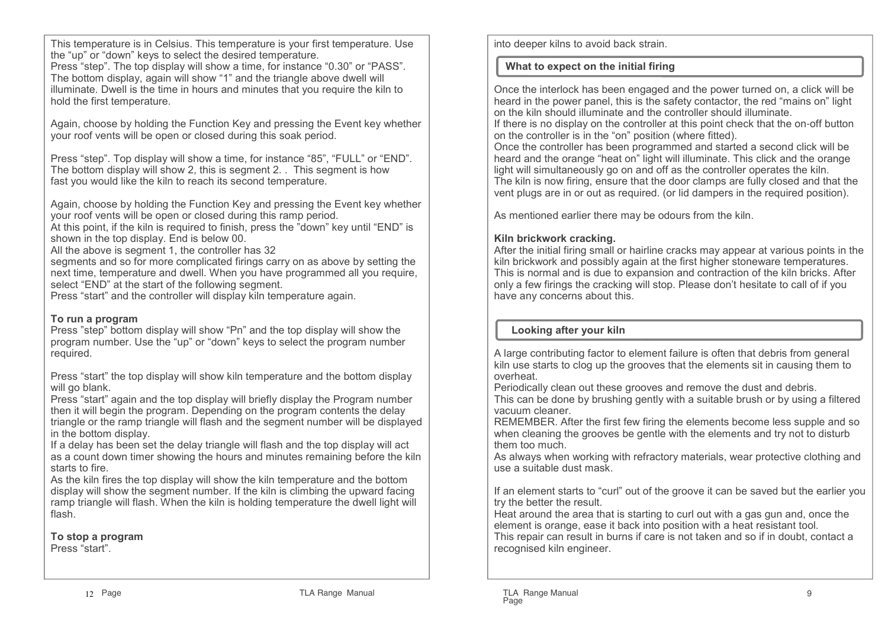This temperature is in Celsius. This temperature is your first temperature. Use the "up" or "down" keys to select the desired temperature.
Press "step". The top display will show a time, for instance "0.30" or "PASS". The bottom display, again will show "1" and the triangle above dwell will illuminate. Dwell is the time in hours and minutes that you require the kiln to hold the first temperature.

Again, choose by holding the Function Key and pressing the Event key whether your roof vents will be open or closed during this soak period.

Press "step". Top display will show a time, for instance "85", "FULL" or "END". The bottom display will show 2, this is segment 2. . This segment is how fast you would like the kiln to reach its second temperature.

Again, choose by holding the Function Key and pressing the Event key whether your roof vents will be open or closed during this ramp period.
At this point, if the kiln is required to finish, press the "down" key until "END" is shown in the top display. End is below 00.
All the above is segment 1, the controller has 32 segments and so for more complicated firings carry on as above by setting the next time, temperature and dwell. When you have programmed all you require, select "END" at the start of the following segment.
Press "start" and the controller will display kiln temperature again.

**To run a program**
Press "step" bottom display will show "Pn" and the top display will show the program number. Use the "up" or "down" keys to select the program number required.

Press "start" the top display will show kiln temperature and the bottom display will go blank.
Press "start" again and the top display will briefly display the Program number then it will begin the program. Depending on the program contents the delay triangle or the ramp triangle will flash and the segment number will be displayed in the bottom display.
If a delay has been set the delay triangle will flash and the top display will act as a count down timer showing the hours and minutes remaining before the kiln starts to fire.
As the kiln fires the top display will show the kiln temperature and the bottom display will show the segment number. If the kiln is climbing the upward facing ramp triangle will flash. When the kiln is holding temperature the dwell light will flash.

**To stop a program**
Press "start".

into deeper kilns to avoid back strain.

## What to expect on the initial firing

Once the interlock has been engaged and the power turned on, a click will be heard in the power panel, this is the safety contactor, the red "mains on" light on the kiln should illuminate and the controller should illuminate.
If there is no display on the controller at this point check that the on-off button on the controller is in the "on" position (where fitted).
Once the controller has been programmed and started a second click will be heard and the orange "heat on" light will illuminate. This click and the orange light will simultaneously go on and off as the controller operates the kiln.
The kiln is now firing, ensure that the door clamps are fully closed and that the vent plugs are in or out as required. (or lid dampers in the required position).

As mentioned earlier there may be odours from the kiln.

**Kiln brickwork cracking.**
After the initial firing small or hairline cracks may appear at various points in the kiln brickwork and possibly again at the first higher stoneware temperatures. This is normal and is due to expansion and contraction of the kiln bricks. After only a few firings the cracking will stop. Please don't hesitate to call of if you have any concerns about this.

## Looking after your kiln

A large contributing factor to element failure is often that debris from general kiln use starts to clog up the grooves that the elements sit in causing them to overheat.
Periodically clean out these grooves and remove the dust and debris.
This can be done by brushing gently with a suitable brush or by using a filtered vacuum cleaner.
REMEMBER. After the first few firing the elements become less supple and so when cleaning the grooves be gentle with the elements and try not to disturb them too much.
As always when working with refractory materials, wear protective clothing and use a suitable dust mask.

If an element starts to "curl" out of the groove it can be saved but the earlier you try the better the result.
Heat around the area that is starting to curl out with a gas gun and, once the element is orange, ease it back into position with a heat resistant tool.
This repair can result in burns if care is not taken and so if in doubt, contact a recognised kiln engineer.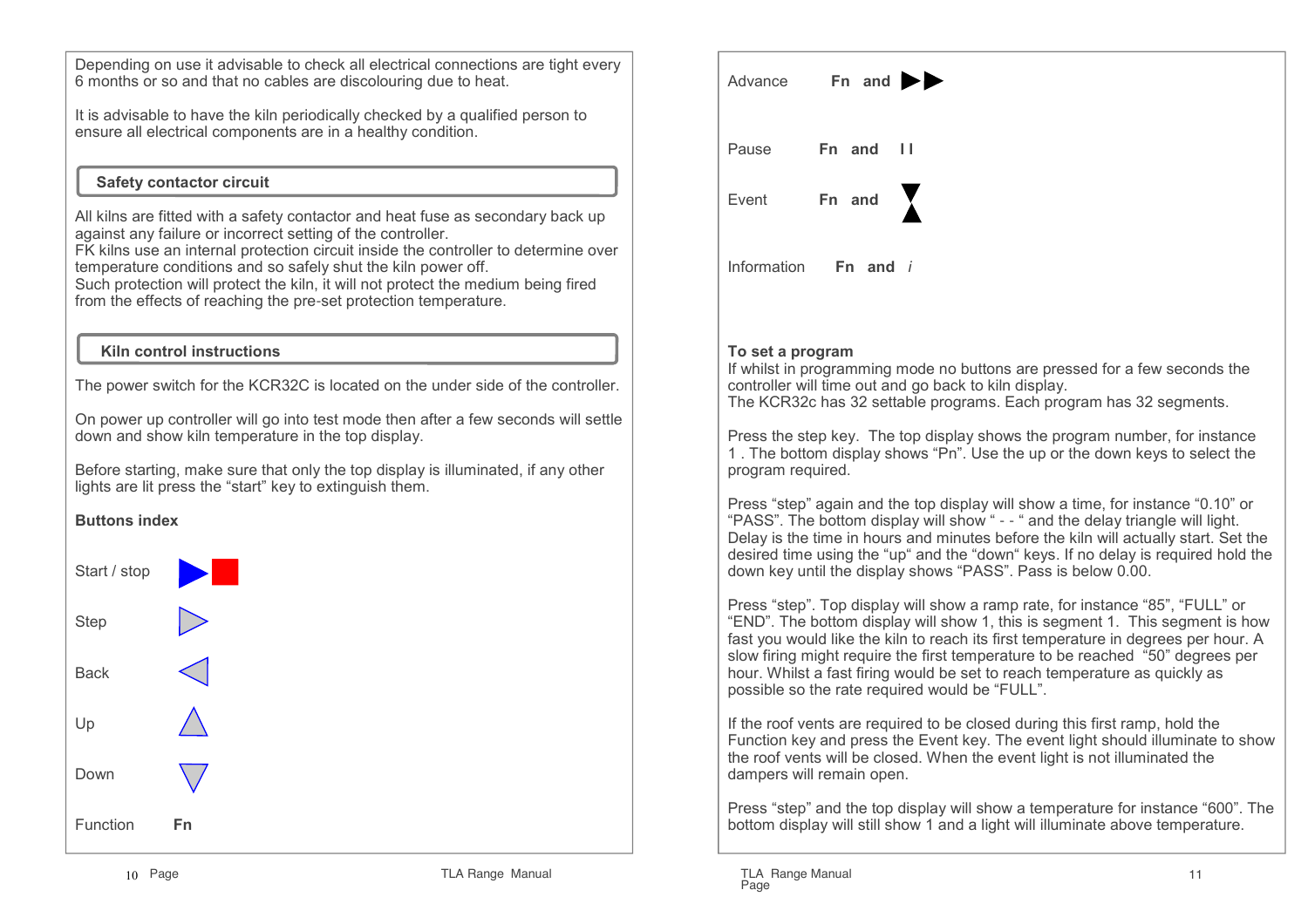Depending on use it advisable to check all electrical connections are tight every 6 months or so and that no cables are discolouring due to heat.

It is advisable to have the kiln periodically checked by a qualified person to ensure all electrical components are in a healthy condition.

## Safety contactor circuit

All kilns are fitted with a safety contactor and heat fuse as secondary back up against any failure or incorrect setting of the controller.
FK kilns use an internal protection circuit inside the controller to determine over temperature conditions and so safely shut the kiln power off.
Such protection will protect the kiln, it will not protect the medium being fired from the effects of reaching the pre-set protection temperature.

## Kiln control instructions

The power switch for the KCR32C is located on the under side of the controller.

On power up controller will go into test mode then after a few seconds will settle down and show kiln temperature in the top display.

Before starting, make sure that only the top display is illuminated, if any other lights are lit press the “start” key to extinguish them.

**Buttons index**

Start / stop ▶ ■

Step ▷

Back ◁

Up △

Down ▽

Function **Fn**

Advance **Fn and** ▶▶

Pause **Fn and** I I

Event **Fn and** ⧗

Information **Fn and** *i*

**To set a program**
If whilst in programming mode no buttons are pressed for a few seconds the controller will time out and go back to kiln display.
The KCR32c has 32 settable programs. Each program has 32 segments.

Press the step key. The top display shows the program number, for instance 1 . The bottom display shows “Pn”. Use the up or the down keys to select the program required.

Press “step” again and the top display will show a time, for instance “0.10” or “PASS”. The bottom display will show “ - - “ and the delay triangle will light. Delay is the time in hours and minutes before the kiln will actually start. Set the desired time using the “up“ and the “down“ keys. If no delay is required hold the down key until the display shows “PASS”. Pass is below 0.00.

Press “step”. Top display will show a ramp rate, for instance “85”, “FULL” or “END”. The bottom display will show 1, this is segment 1. This segment is how fast you would like the kiln to reach its first temperature in degrees per hour. A slow firing might require the first temperature to be reached “50” degrees per hour. Whilst a fast firing would be set to reach temperature as quickly as possible so the rate required would be “FULL”.

If the roof vents are required to be closed during this first ramp, hold the Function key and press the Event key. The event light should illuminate to show the roof vents will be closed. When the event light is not illuminated the dampers will remain open.

Press “step” and the top display will show a temperature for instance “600”. The bottom display will still show 1 and a light will illuminate above temperature.